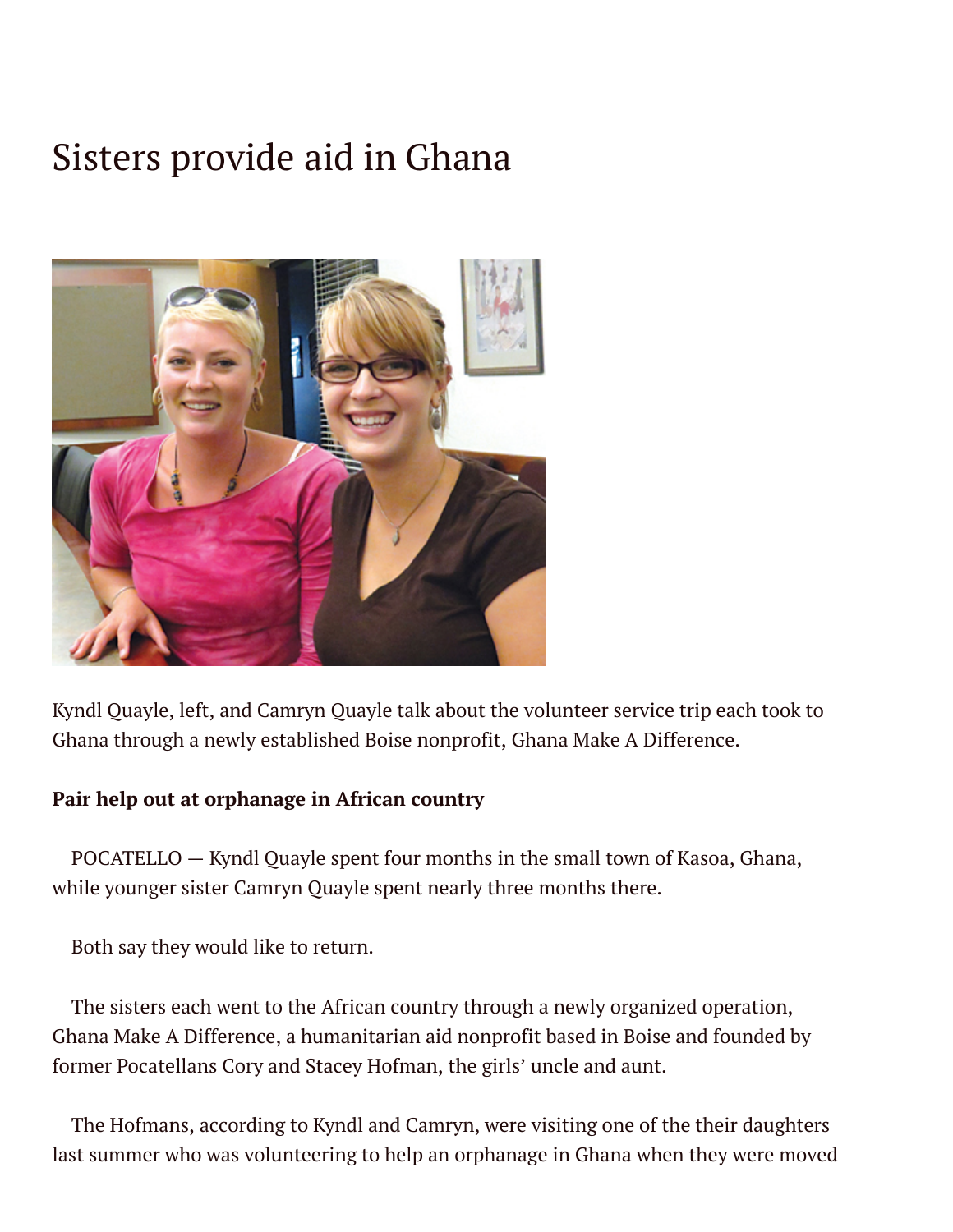# Sisters provide aid in Ghana

Kyndl Quayle, left, and Camryn Quayle talk about the volunteer service trip each took to Ghana through a newly established Boise nonprofit, Ghana Make A Difference.

**Pair help out at orphanage in African country**

POCATELLO — Kyndl Quayle spent four months in the small town of Kasoa, Ghana, while younger sister Camryn Quayle spent nearly three months there.

Both say they would like to return.

The sisters each went to the African country through a newly organized operation, Ghana Make A Difference, a humanitarian aid nonprofit based in Boise and founded by former Pocatellans Cory and Stacey Hofman, the girls' uncle and aunt.

The Hofmans, according to Kyndl and Camryn, were visiting one of the their daughters last summer who was volunteering to help an orphanage in Ghana when they were moved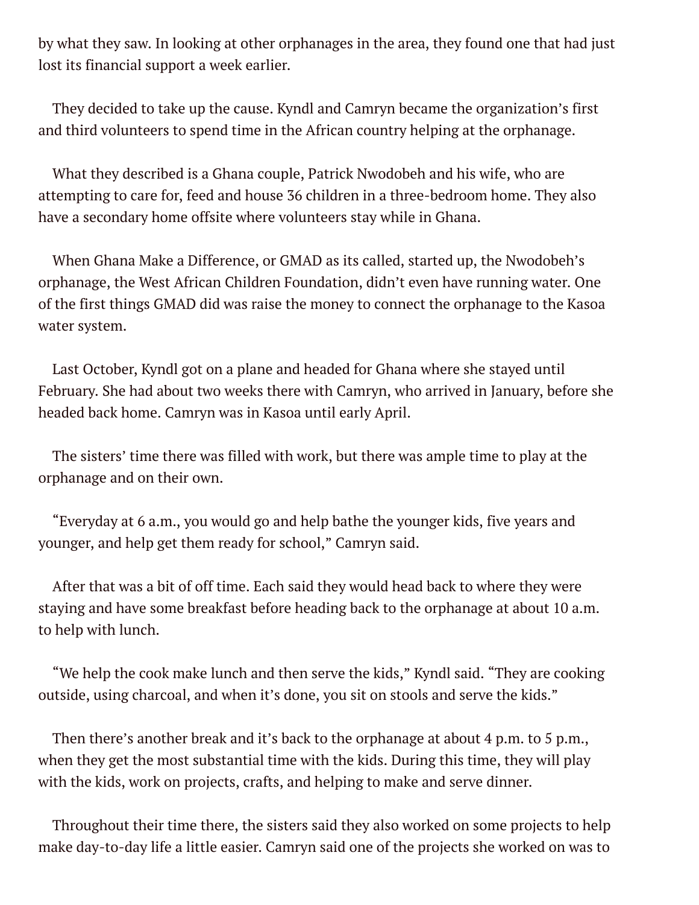by what they saw. In looking at other orphanages in the area, they found one that had just lost its financial support a week earlier.

They decided to take up the cause. Kyndl and Camryn became the organization's first and third volunteers to spend time in the African country helping at the orphanage.

What they described is a Ghana couple, Patrick Nwodobeh and his wife, who are attempting to care for, feed and house 36 children in a three-bedroom home. They also have a secondary home offsite where volunteers stay while in Ghana.

When Ghana Make a Difference, or GMAD as its called, started up, the Nwodobeh's orphanage, the West African Children Foundation, didn't even have running water. One of the first things GMAD did was raise the money to connect the orphanage to the Kasoa water system.

Last October, Kyndl got on a plane and headed for Ghana where she stayed until February. She had about two weeks there with Camryn, who arrived in January, before she headed back home. Camryn was in Kasoa until early April.

The sisters' time there was filled with work, but there was ample time to play at the orphanage and on their own.

"Everyday at 6 a.m., you would go and help bathe the younger kids, five years and younger, and help get them ready for school," Camryn said.

After that was a bit of off time. Each said they would head back to where they were staying and have some breakfast before heading back to the orphanage at about 10 a.m. to help with lunch.

"We help the cook make lunch and then serve the kids," Kyndl said. "They are cooking outside, using charcoal, and when it's done, you sit on stools and serve the kids."

Then there's another break and it's back to the orphanage at about 4 p.m. to 5 p.m., when they get the most substantial time with the kids. During this time, they will play with the kids, work on projects, crafts, and helping to make and serve dinner.

Throughout their time there, the sisters said they also worked on some projects to help make day-to-day life a little easier. Camryn said one of the projects she worked on was to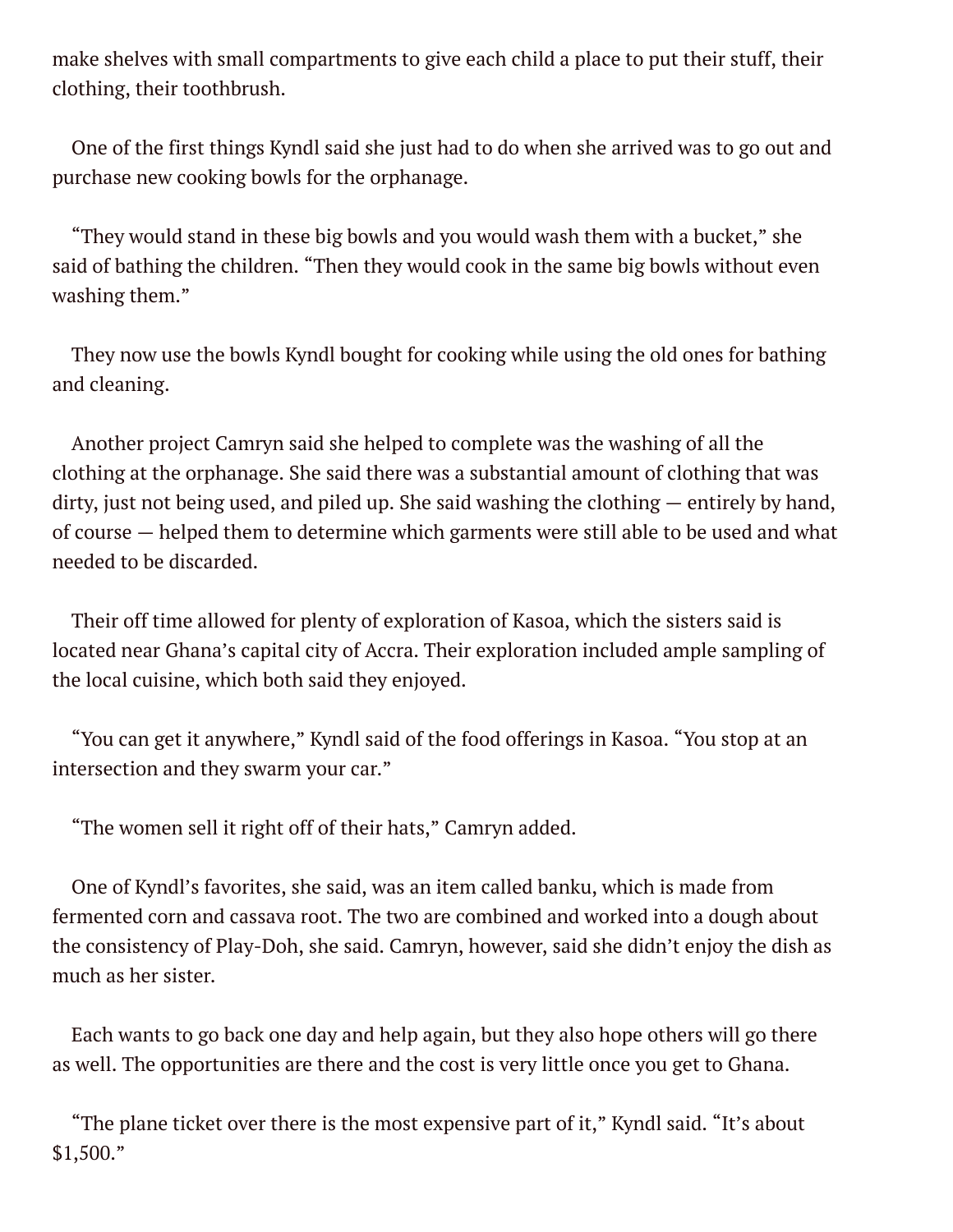make shelves with small compartments to give each child a place to put their stuff, their clothing, their toothbrush.

One of the first things Kyndl said she just had to do when she arrived was to go out and purchase new cooking bowls for the orphanage.

"They would stand in these big bowls and you would wash them with a bucket," she said of bathing the children. "Then they would cook in the same big bowls without even washing them."

They now use the bowls Kyndl bought for cooking while using the old ones for bathing and cleaning.

Another project Camryn said she helped to complete was the washing of all the clothing at the orphanage. She said there was a substantial amount of clothing that was dirty, just not being used, and piled up. She said washing the clothing — entirely by hand, of course — helped them to determine which garments were still able to be used and what needed to be discarded.

Their off time allowed for plenty of exploration of Kasoa, which the sisters said is located near Ghana's capital city of Accra. Their exploration included ample sampling of the local cuisine, which both said they enjoyed.

"You can get it anywhere," Kyndl said of the food offerings in Kasoa. "You stop at an intersection and they swarm your car."

"The women sell it right off of their hats," Camryn added.

One of Kyndl's favorites, she said, was an item called banku, which is made from fermented corn and cassava root. The two are combined and worked into a dough about the consistency of Play-Doh, she said. Camryn, however, said she didn't enjoy the dish as much as her sister.

Each wants to go back one day and help again, but they also hope others will go there as well. The opportunities are there and the cost is very little once you get to Ghana.

"The plane ticket over there is the most expensive part of it," Kyndl said. "It's about $1,500."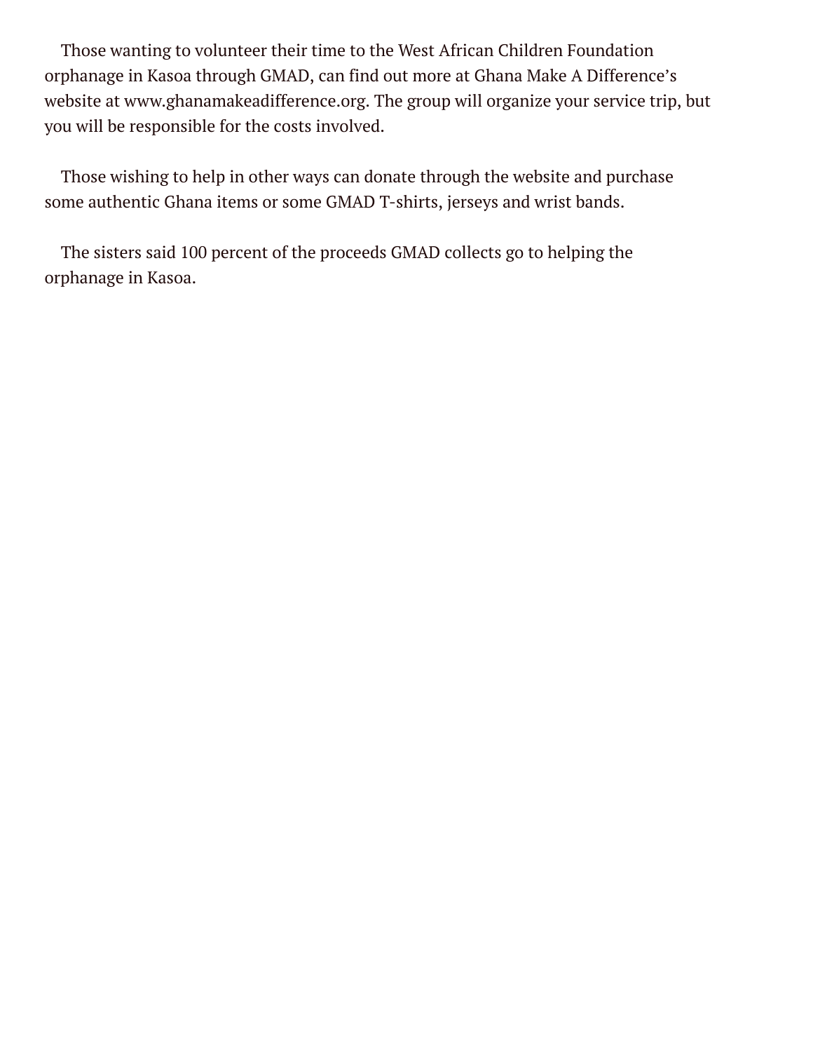Those wanting to volunteer their time to the West African Children Foundation orphanage in Kasoa through GMAD, can find out more at Ghana Make A Difference's website at www.ghanamakeadifference.org. The group will organize your service trip, but you will be responsible for the costs involved.

Those wishing to help in other ways can donate through the website and purchase some authentic Ghana items or some GMAD T-shirts, jerseys and wrist bands.

The sisters said 100 percent of the proceeds GMAD collects go to helping the orphanage in Kasoa.